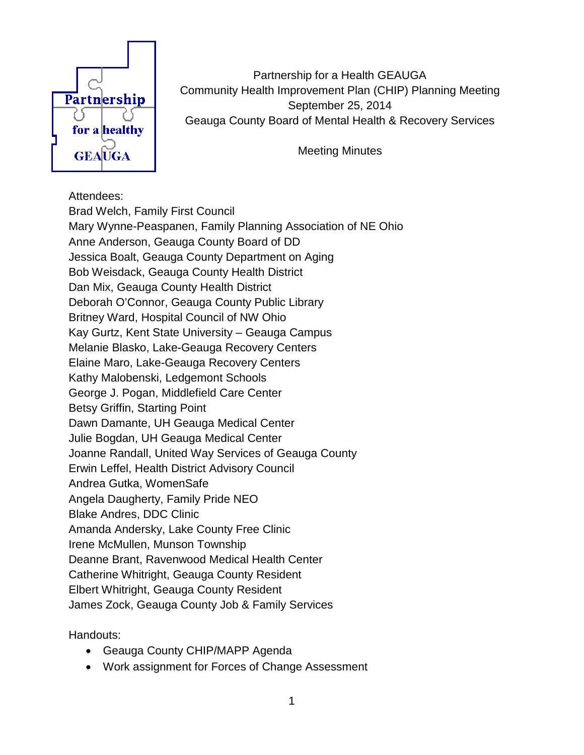Partnership for a Health GEAUGA
Community Health Improvement Plan (CHIP) Planning Meeting
September 25, 2014
Geauga County Board of Mental Health & Recovery Services

Meeting Minutes

Attendees:
Brad Welch, Family First Council
Mary Wynne-Peaspanen, Family Planning Association of NE Ohio
Anne Anderson, Geauga County Board of DD
Jessica Boalt, Geauga County Department on Aging
Bob Weisdack, Geauga County Health District
Dan Mix, Geauga County Health District
Deborah O'Connor, Geauga County Public Library
Britney Ward, Hospital Council of NW Ohio
Kay Gurtz, Kent State University – Geauga Campus
Melanie Blasko, Lake-Geauga Recovery Centers
Elaine Maro, Lake-Geauga Recovery Centers
Kathy Malobenski, Ledgemont Schools
George J. Pogan, Middlefield Care Center
Betsy Griffin, Starting Point
Dawn Damante, UH Geauga Medical Center
Julie Bogdan, UH Geauga Medical Center
Joanne Randall, United Way Services of Geauga County
Erwin Leffel, Health District Advisory Council
Andrea Gutka, WomenSafe
Angela Daugherty, Family Pride NEO
Blake Andres, DDC Clinic
Amanda Andersky, Lake County Free Clinic
Irene McMullen, Munson Township
Deanne Brant, Ravenwood Medical Health Center
Catherine Whitright, Geauga County Resident
Elbert Whitright, Geauga County Resident
James Zock, Geauga County Job & Family Services

Handouts:

- Geauga County CHIP/MAPP Agenda
- Work assignment for Forces of Change Assessment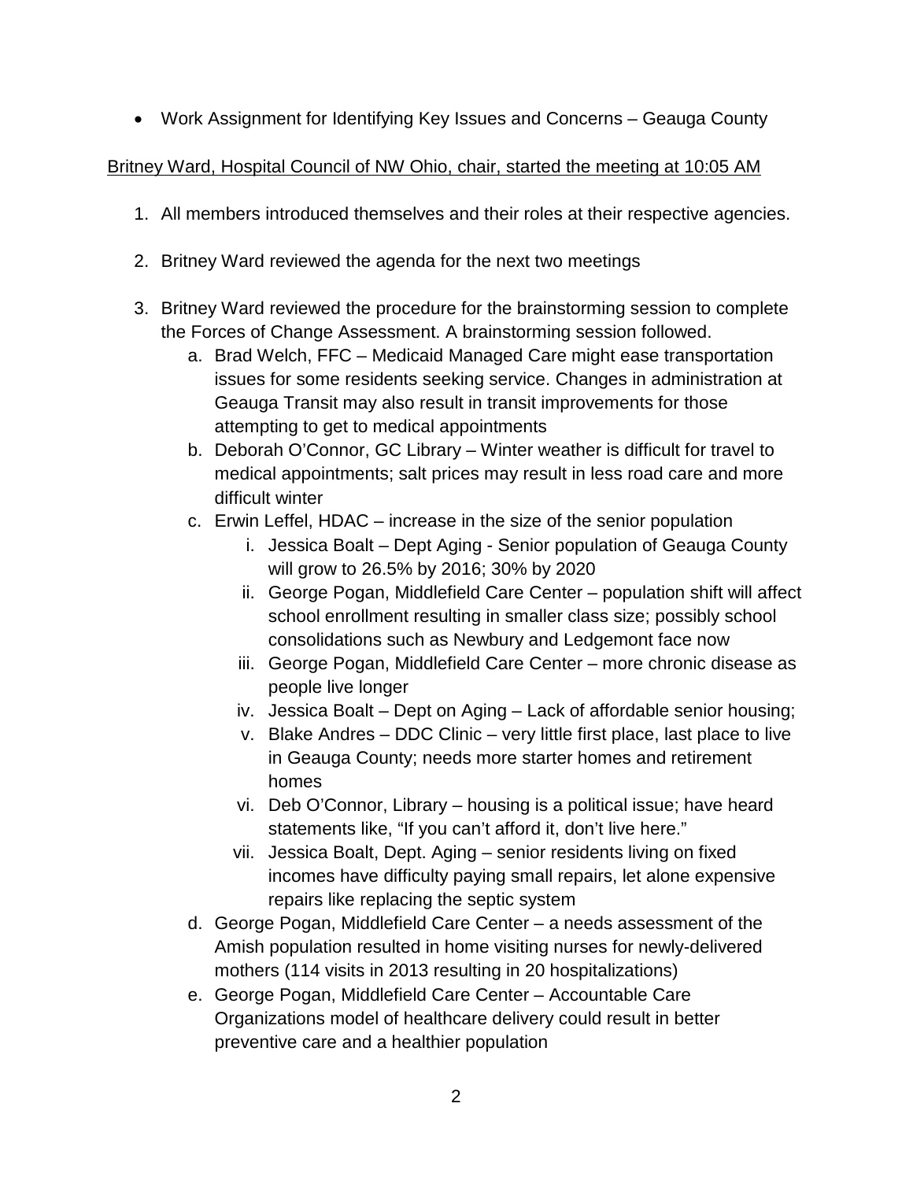- Work Assignment for Identifying Key Issues and Concerns – Geauga County

<u>Britney Ward, Hospital Council of NW Ohio, chair, started the meeting at 10:05 AM</u>

1. All members introduced themselves and their roles at their respective agencies.

2. Britney Ward reviewed the agenda for the next two meetings

3. Britney Ward reviewed the procedure for the brainstorming session to complete the Forces of Change Assessment. A brainstorming session followed.
   a. Brad Welch, FFC – Medicaid Managed Care might ease transportation issues for some residents seeking service. Changes in administration at Geauga Transit may also result in transit improvements for those attempting to get to medical appointments
   b. Deborah O'Connor, GC Library – Winter weather is difficult for travel to medical appointments; salt prices may result in less road care and more difficult winter
   c. Erwin Leffel, HDAC – increase in the size of the senior population
      i. Jessica Boalt – Dept Aging - Senior population of Geauga County will grow to 26.5% by 2016; 30% by 2020
      ii. George Pogan, Middlefield Care Center – population shift will affect school enrollment resulting in smaller class size; possibly school consolidations such as Newbury and Ledgemont face now
      iii. George Pogan, Middlefield Care Center – more chronic disease as people live longer
      iv. Jessica Boalt – Dept on Aging – Lack of affordable senior housing;
      v. Blake Andres – DDC Clinic – very little first place, last place to live in Geauga County; needs more starter homes and retirement homes
      vi. Deb O'Connor, Library – housing is a political issue; have heard statements like, "If you can't afford it, don't live here."
      vii. Jessica Boalt, Dept. Aging – senior residents living on fixed incomes have difficulty paying small repairs, let alone expensive repairs like replacing the septic system
   d. George Pogan, Middlefield Care Center – a needs assessment of the Amish population resulted in home visiting nurses for newly-delivered mothers (114 visits in 2013 resulting in 20 hospitalizations)
   e. George Pogan, Middlefield Care Center – Accountable Care Organizations model of healthcare delivery could result in better preventive care and a healthier population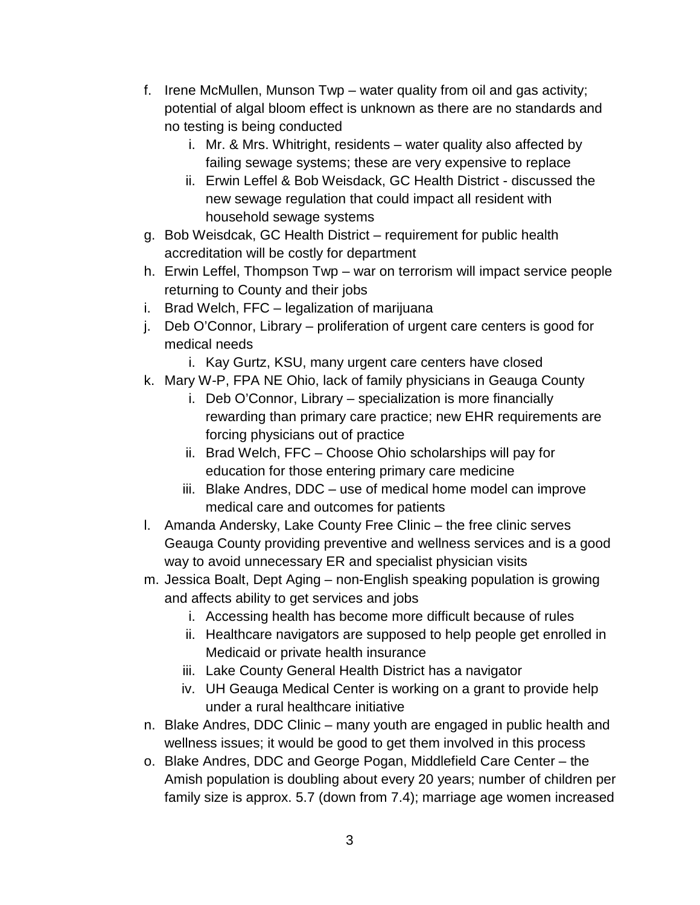f. Irene McMullen, Munson Twp – water quality from oil and gas activity; potential of algal bloom effect is unknown as there are no standards and no testing is being conducted
    i. Mr. & Mrs. Whitright, residents – water quality also affected by failing sewage systems; these are very expensive to replace
    ii. Erwin Leffel & Bob Weisdack, GC Health District - discussed the new sewage regulation that could impact all resident with household sewage systems
g. Bob Weisdcak, GC Health District – requirement for public health accreditation will be costly for department
h. Erwin Leffel, Thompson Twp – war on terrorism will impact service people returning to County and their jobs
i. Brad Welch, FFC – legalization of marijuana
j. Deb O'Connor, Library – proliferation of urgent care centers is good for medical needs
    i. Kay Gurtz, KSU, many urgent care centers have closed
k. Mary W-P, FPA NE Ohio, lack of family physicians in Geauga County
    i. Deb O'Connor, Library – specialization is more financially rewarding than primary care practice; new EHR requirements are forcing physicians out of practice
    ii. Brad Welch, FFC – Choose Ohio scholarships will pay for education for those entering primary care medicine
    iii. Blake Andres, DDC – use of medical home model can improve medical care and outcomes for patients
l. Amanda Andersky, Lake County Free Clinic – the free clinic serves Geauga County providing preventive and wellness services and is a good way to avoid unnecessary ER and specialist physician visits
m. Jessica Boalt, Dept Aging – non-English speaking population is growing and affects ability to get services and jobs
    i. Accessing health has become more difficult because of rules
    ii. Healthcare navigators are supposed to help people get enrolled in Medicaid or private health insurance
    iii. Lake County General Health District has a navigator
    iv. UH Geauga Medical Center is working on a grant to provide help under a rural healthcare initiative
n. Blake Andres, DDC Clinic – many youth are engaged in public health and wellness issues; it would be good to get them involved in this process
o. Blake Andres, DDC and George Pogan, Middlefield Care Center – the Amish population is doubling about every 20 years; number of children per family size is approx. 5.7 (down from 7.4); marriage age women increased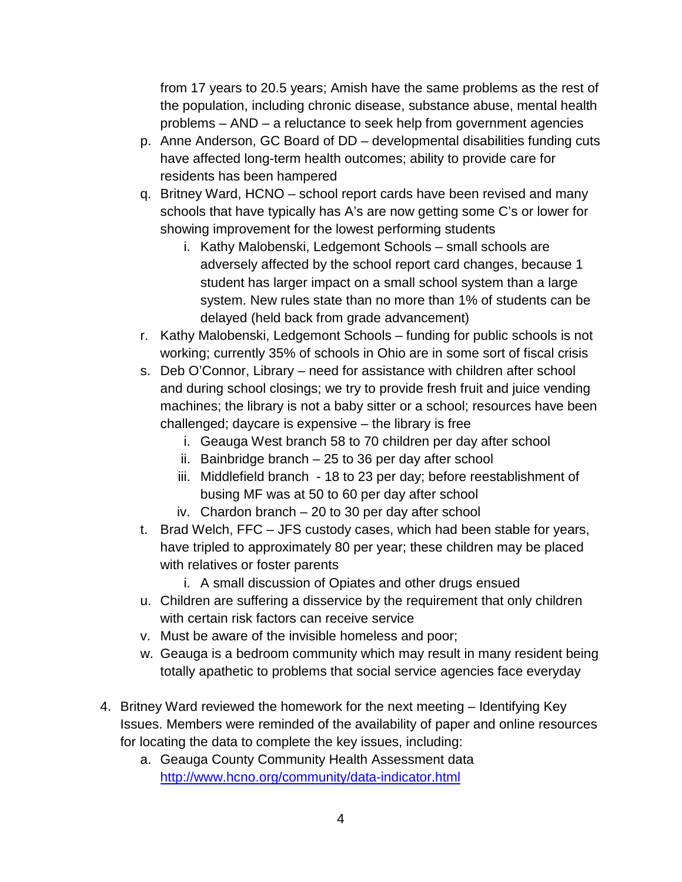from 17 years to 20.5 years; Amish have the same problems as the rest of the population, including chronic disease, substance abuse, mental health problems – AND – a reluctance to seek help from government agencies

p. Anne Anderson, GC Board of DD – developmental disabilities funding cuts have affected long-term health outcomes; ability to provide care for residents has been hampered

q. Britney Ward, HCNO – school report cards have been revised and many schools that have typically has A's are now getting some C's or lower for showing improvement for the lowest performing students
   i. Kathy Malobenski, Ledgemont Schools – small schools are adversely affected by the school report card changes, because 1 student has larger impact on a small school system than a large system. New rules state than no more than 1% of students can be delayed (held back from grade advancement)

r. Kathy Malobenski, Ledgemont Schools – funding for public schools is not working; currently 35% of schools in Ohio are in some sort of fiscal crisis

s. Deb O'Connor, Library – need for assistance with children after school and during school closings; we try to provide fresh fruit and juice vending machines; the library is not a baby sitter or a school; resources have been challenged; daycare is expensive – the library is free
   i. Geauga West branch 58 to 70 children per day after school
   ii. Bainbridge branch – 25 to 36 per day after school
   iii. Middlefield branch - 18 to 23 per day; before reestablishment of busing MF was at 50 to 60 per day after school
   iv. Chardon branch – 20 to 30 per day after school

t. Brad Welch, FFC – JFS custody cases, which had been stable for years, have tripled to approximately 80 per year; these children may be placed with relatives or foster parents
   i. A small discussion of Opiates and other drugs ensued

u. Children are suffering a disservice by the requirement that only children with certain risk factors can receive service

v. Must be aware of the invisible homeless and poor;

w. Geauga is a bedroom community which may result in many resident being totally apathetic to problems that social service agencies face everyday

4. Britney Ward reviewed the homework for the next meeting – Identifying Key Issues. Members were reminded of the availability of paper and online resources for locating the data to complete the key issues, including:
   a. Geauga County Community Health Assessment data http://www.hcno.org/community/data-indicator.html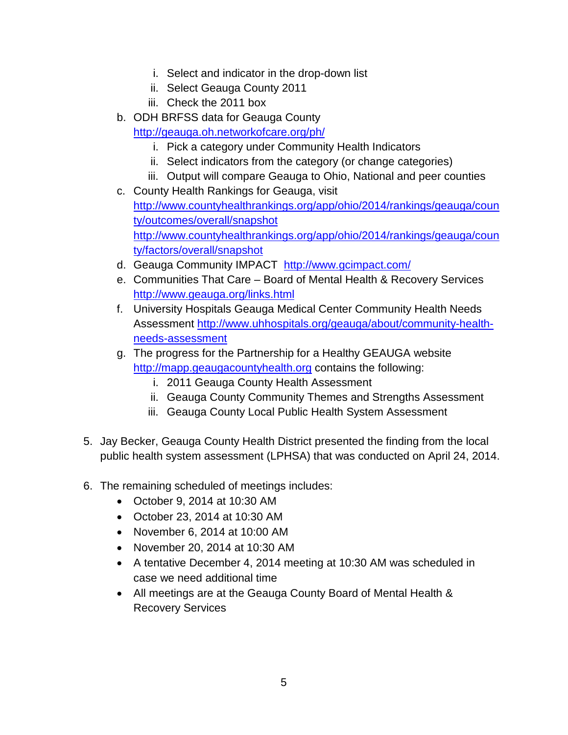i. Select and indicator in the drop-down list
    ii. Select Geauga County 2011
    iii. Check the 2011 box

  b. ODH BRFSS data for Geauga County http://geauga.oh.networkofcare.org/ph/
    i. Pick a category under Community Health Indicators
    ii. Select indicators from the category (or change categories)
    iii. Output will compare Geauga to Ohio, National and peer counties

  c. County Health Rankings for Geauga, visit http://www.countyhealthrankings.org/app/ohio/2014/rankings/geauga/county/outcomes/overall/snapshot http://www.countyhealthrankings.org/app/ohio/2014/rankings/geauga/county/factors/overall/snapshot

  d. Geauga Community IMPACT http://www.gcimpact.com/

  e. Communities That Care – Board of Mental Health & Recovery Services http://www.geauga.org/links.html

  f. University Hospitals Geauga Medical Center Community Health Needs Assessment http://www.uhhospitals.org/geauga/about/community-health-needs-assessment

  g. The progress for the Partnership for a Healthy GEAUGA website http://mapp.geaugacountyhealth.org contains the following:
    i. 2011 Geauga County Health Assessment
    ii. Geauga County Community Themes and Strengths Assessment
    iii. Geauga County Local Public Health System Assessment

5. Jay Becker, Geauga County Health District presented the finding from the local public health system assessment (LPHSA) that was conducted on April 24, 2014.

6. The remaining scheduled of meetings includes:
   - October 9, 2014 at 10:30 AM
   - October 23, 2014 at 10:30 AM
   - November 6, 2014 at 10:00 AM
   - November 20, 2014 at 10:30 AM
   - A tentative December 4, 2014 meeting at 10:30 AM was scheduled in case we need additional time
   - All meetings are at the Geauga County Board of Mental Health & Recovery Services